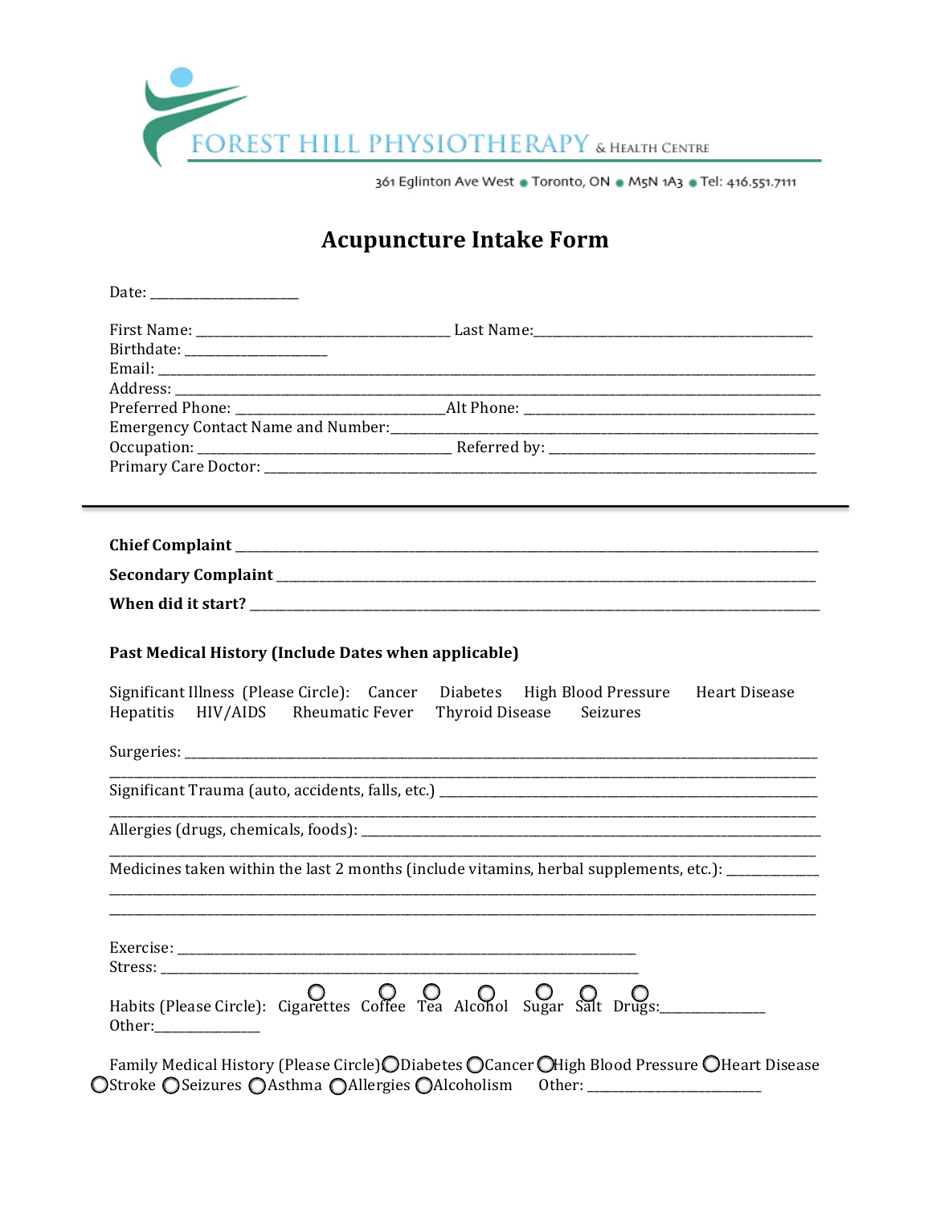FOREST HILL PHYSIOTHERAPY & HEALTH CENTRE

361 Eglinton Ave West • Toronto, ON • M5N 1A3 • Tel: 416.551.7111

# Acupuncture Intake Form

Date: ____________________

First Name: ____________________________________ Last Name:________________________________________
Birthdate: ____________________
Email: _____________________________________________________________________________________________
Address: ___________________________________________________________________________________________
Preferred Phone: ____________________________Alt Phone: ________________________________________
Emergency Contact Name and Number:_______________________________________________________________
Occupation: ____________________________________ Referred by: ______________________________________
Primary Care Doctor: ________________________________________________________________________________

---

**Chief Complaint** ______________________________________________________________________________

**Secondary Complaint** __________________________________________________________________________

**When did it start?** ___________________________________________________________________________

**Past Medical History (Include Dates when applicable)**

Significant Illness (Please Circle): Cancer Diabetes High Blood Pressure Heart Disease Hepatitis HIV/AIDS Rheumatic Fever Thyroid Disease Seizures

Surgeries: __________________________________________________________________________________
_____________________________________________________________________________________________

Significant Trauma (auto, accidents, falls, etc.) _______________________________________________
_____________________________________________________________________________________________

Allergies (drugs, chemicals, foods): ______________________________________________________________
_____________________________________________________________________________________________

Medicines taken within the last 2 months (include vitamins, herbal supplements, etc.): _____________
_____________________________________________________________________________________________
_____________________________________________________________________________________________

Exercise: ____________________________________________________________________
Stress: ______________________________________________________________________

Habits (Please Circle): ○ Cigarettes ○ Coffee ○ Tea ○ Alcohol ○ Sugar ○ Salt ○ Drugs:______________
Other:______________

Family Medical History (Please Circle) ○ Diabetes ○ Cancer ○ High Blood Pressure ○ Heart Disease ○ Stroke ○ Seizures ○ Asthma ○ Allergies ○ Alcoholism Other: ________________________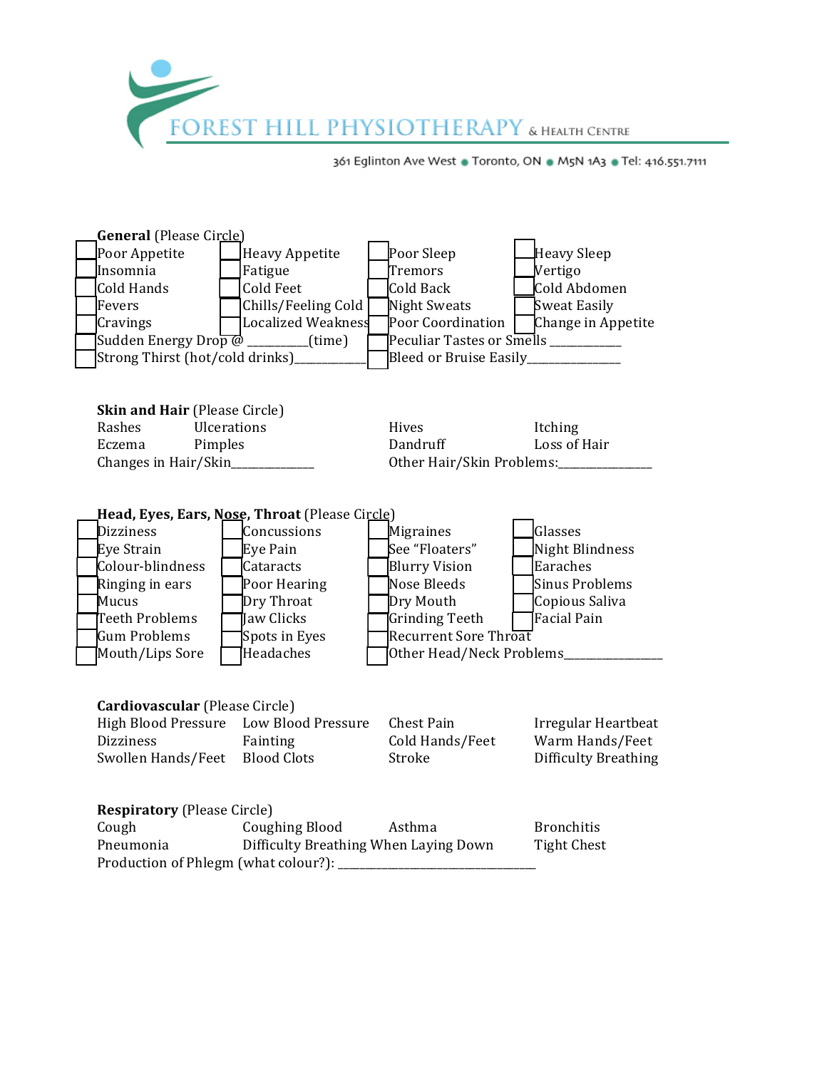# FOREST HILL PHYSIOTHERAPY & HEALTH CENTRE

361 Eglinton Ave West ● Toronto, ON ● M5N 1A3 ● Tel: 416.551.7111

**General** (Please Circle)

| | | | |
|---|---|---|---|
| ☐ Poor Appetite | ☐ Heavy Appetite | ☐ Poor Sleep | ☐ Heavy Sleep |
| ☐ Insomnia | ☐ Fatigue | ☐ Tremors | ☐ Vertigo |
| ☐ Cold Hands | ☐ Cold Feet | ☐ Cold Back | ☐ Cold Abdomen |
| ☐ Fevers | ☐ Chills/Feeling Cold | ☐ Night Sweats | ☐ Sweat Easily |
| ☐ Cravings | ☐ Localized Weakness | ☐ Poor Coordination | ☐ Change in Appetite |

☐ Sudden Energy Drop @ __________(time) ☐ Peculiar Tastes or Smells ____________

☐ Strong Thirst (hot/cold drinks)____________ ☐ Bleed or Bruise Easily_______________

**Skin and Hair** (Please Circle)

| | | | |
|---|---|---|---|
| Rashes | Ulcerations | Hives | Itching |
| Eczema | Pimples | Dandruff | Loss of Hair |

Changes in Hair/Skin______________ Other Hair/Skin Problems:________________

**Head, Eyes, Ears, Nose, Throat** (Please Circle)

| | | | |
|---|---|---|---|
| ☐ Dizziness | ☐ Concussions | ☐ Migraines | ☐ Glasses |
| ☐ Eye Strain | ☐ Eye Pain | ☐ See "Floaters" | ☐ Night Blindness |
| ☐ Colour-blindness | ☐ Cataracts | ☐ Blurry Vision | ☐ Earaches |
| ☐ Ringing in ears | ☐ Poor Hearing | ☐ Nose Bleeds | ☐ Sinus Problems |
| ☐ Mucus | ☐ Dry Throat | ☐ Dry Mouth | ☐ Copious Saliva |
| ☐ Teeth Problems | ☐ Jaw Clicks | ☐ Grinding Teeth | ☐ Facial Pain |
| ☐ Gum Problems | ☐ Spots in Eyes | ☐ Recurrent Sore Throat | |
| ☐ Mouth/Lips Sore | ☐ Headaches | ☐ Other Head/Neck Problems________________ | |

**Cardiovascular** (Please Circle)

| | | | |
|---|---|---|---|
| High Blood Pressure | Low Blood Pressure | Chest Pain | Irregular Heartbeat |
| Dizziness | Fainting | Cold Hands/Feet | Warm Hands/Feet |
| Swollen Hands/Feet | Blood Clots | Stroke | Difficulty Breathing |

**Respiratory** (Please Circle)

| | | | |
|---|---|---|---|
| Cough | Coughing Blood | Asthma | Bronchitis |
| Pneumonia | Difficulty Breathing When Laying Down | | Tight Chest |

Production of Phlegm (what colour?): ________________________________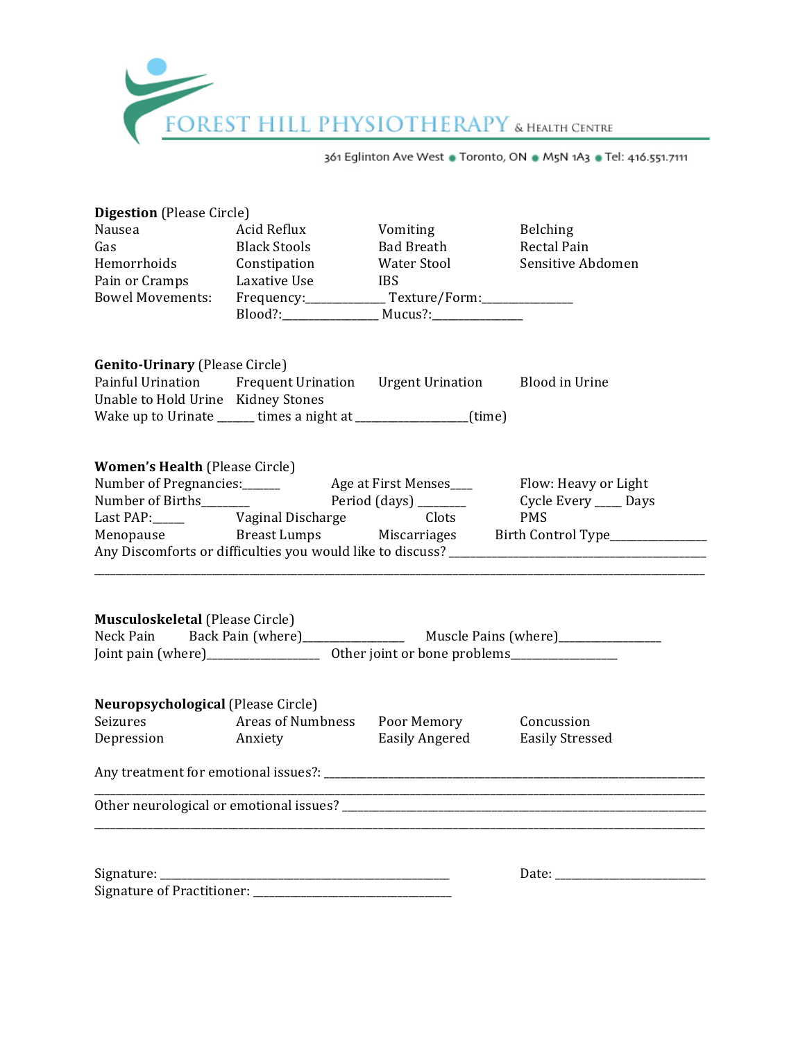FOREST HILL PHYSIOTHERAPY & HEALTH CENTRE

361 Eglinton Ave West • Toronto, ON • M5N 1A3 • Tel: 416.551.7111

**Digestion** (Please Circle)

| | | | |
|---|---|---|---|
| Nausea | Acid Reflux | Vomiting | Belching |
| Gas | Black Stools | Bad Breath | Rectal Pain |
| Hemorrhoids | Constipation | Water Stool | Sensitive Abdomen |
| Pain or Cramps | Laxative Use | IBS | |

Bowel Movements: Frequency:____________ Texture/Form:______________
Blood?:_______________ Mucus?:______________

**Genito-Urinary** (Please Circle)

| | | | |
|---|---|---|---|
| Painful Urination | Frequent Urination | Urgent Urination | Blood in Urine |
| Unable to Hold Urine | Kidney Stones | | |

Wake up to Urinate ______ times a night at _________________(time)

**Women's Health** (Please Circle)

Number of Pregnancies:______ Age at First Menses___ Flow: Heavy or Light
Number of Births_______ Period (days) _______ Cycle Every ____ Days
Last PAP:_____ Vaginal Discharge Clots PMS
Menopause Breast Lumps Miscarriages Birth Control Type_______________
Any Discomforts or difficulties you would like to discuss? ____________________________________________
__________________________________________________________________________________________

**Musculoskeletal** (Please Circle)

Neck Pain Back Pain (where)________________ Muscle Pains (where)________________
Joint pain (where)__________________ Other joint or bone problems_________________

**Neuropsychological** (Please Circle)

| | | | |
|---|---|---|---|
| Seizures | Areas of Numbness | Poor Memory | Concussion |
| Depression | Anxiety | Easily Angered | Easily Stressed |

Any treatment for emotional issues?: _____________________________________________________________
__________________________________________________________________________________________
Other neurological or emotional issues? __________________________________________________________
__________________________________________________________________________________________

Signature: ______________________________________________ Date: _______________________
Signature of Practitioner: ________________________________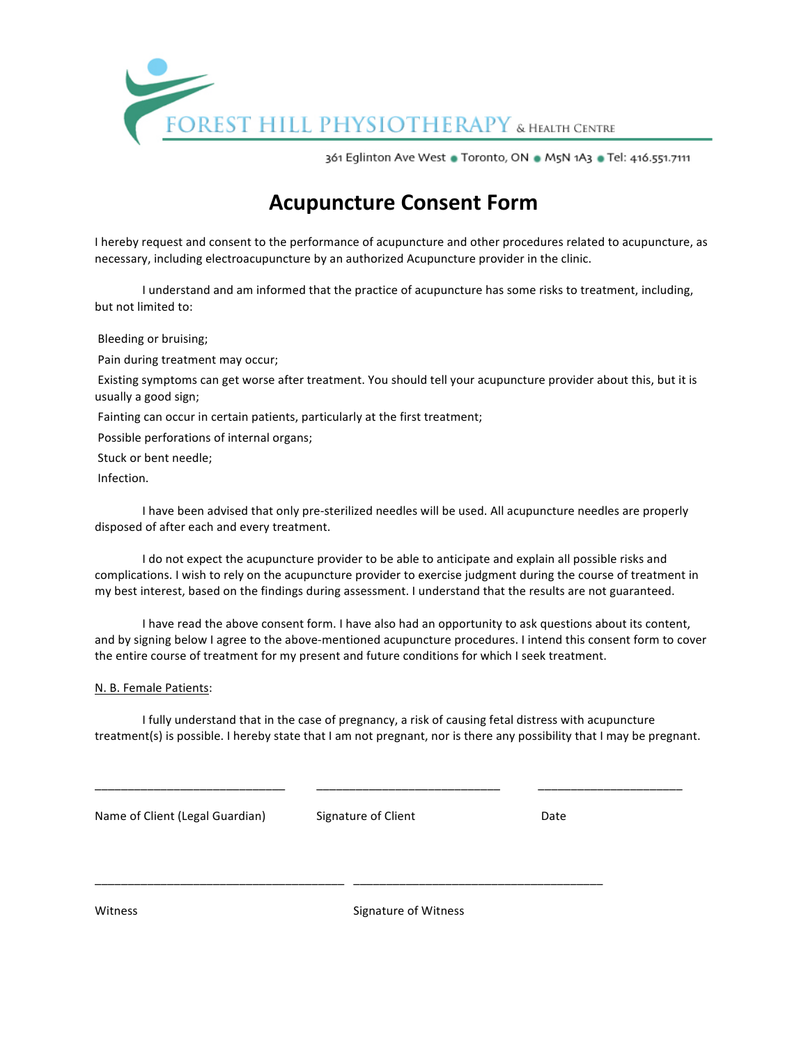FOREST HILL PHYSIOTHERAPY & HEALTH CENTRE

361 Eglinton Ave West ● Toronto, ON ● M5N 1A3 ● Tel: 416.551.7111

# Acupuncture Consent Form

I hereby request and consent to the performance of acupuncture and other procedures related to acupuncture, as necessary, including electroacupuncture by an authorized Acupuncture provider in the clinic.

I understand and am informed that the practice of acupuncture has some risks to treatment, including, but not limited to:

Bleeding or bruising;

Pain during treatment may occur;

Existing symptoms can get worse after treatment. You should tell your acupuncture provider about this, but it is usually a good sign;

Fainting can occur in certain patients, particularly at the first treatment;

Possible perforations of internal organs;

Stuck or bent needle;

Infection.

I have been advised that only pre-sterilized needles will be used. All acupuncture needles are properly disposed of after each and every treatment.

I do not expect the acupuncture provider to be able to anticipate and explain all possible risks and complications. I wish to rely on the acupuncture provider to exercise judgment during the course of treatment in my best interest, based on the findings during assessment. I understand that the results are not guaranteed.

I have read the above consent form. I have also had an opportunity to ask questions about its content, and by signing below I agree to the above-mentioned acupuncture procedures. I intend this consent form to cover the entire course of treatment for my present and future conditions for which I seek treatment.

<u>N. B. Female Patients</u>:

I fully understand that in the case of pregnancy, a risk of causing fetal distress with acupuncture treatment(s) is possible. I hereby state that I am not pregnant, nor is there any possibility that I may be pregnant.

_____________________________ _____________________________ _______________________

Name of Client (Legal Guardian) Signature of Client Date

______________________________________ ______________________________________

Witness Signature of Witness